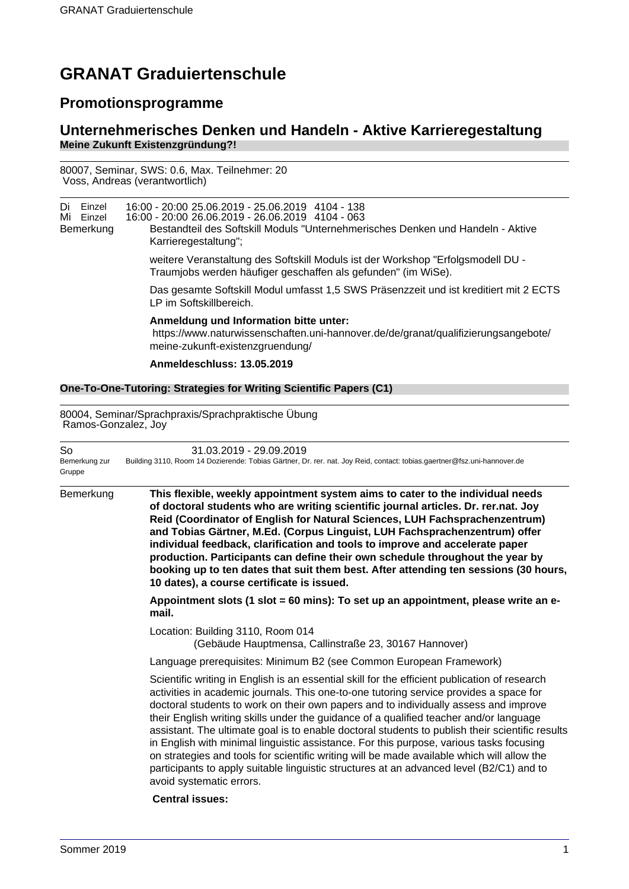# GRANAT Graduiertenschule

## Promotionsprogramme

## Unternehmerisches Denken und Handeln - Aktive Karrieregestaltung

### Meine Zukunft Existenzgründung?!

80007, Seminar, SWS: 0.6, Max. Teilnehmer: 20
Voss, Andreas (verantwortlich)

| | | | | |
|---|---|---|---|---|
| Di | Einzel | 16:00 - 20:00 | 25.06.2019 - 25.06.2019 | 4104 - 138 |
| Mi | Einzel | 16:00 - 20:00 | 26.06.2019 - 26.06.2019 | 4104 - 063 |

Bemerkung

Bestandteil des Softskill Moduls "Unternehmerisches Denken und Handeln - Aktive Karrieregestaltung";

weitere Veranstaltung des Softskill Moduls ist der Workshop "Erfolgsmodell DU - Traumjobs werden häufiger geschaffen als gefunden" (im WiSe).

Das gesamte Softskill Modul umfasst 1,5 SWS Präsenzzeit und ist kreditiert mit 2 ECTS LP im Softskillbereich.

**Anmeldung und Information bitte unter:**
https://www.naturwissenschaften.uni-hannover.de/de/granat/qualifizierungsangebote/meine-zukunft-existenzgruendung/

**Anmeldeschluss: 13.05.2019**

### One-To-One-Tutoring: Strategies for Writing Scientific Papers (C1)

80004, Seminar/Sprachpraxis/Sprachpraktische Übung
Ramos-Gonzalez, Joy

So 31.03.2019 - 29.09.2019

Bemerkung zur Gruppe: Building 3110, Room 14 Dozierende: Tobias Gärtner, Dr. rer. nat. Joy Reid, contact: tobias.gaertner@fsz.uni-hannover.de

Bemerkung

**This flexible, weekly appointment system aims to cater to the individual needs of doctoral students who are writing scientific journal articles. Dr. rer.nat. Joy Reid (Coordinator of English for Natural Sciences, LUH Fachsprachenzentrum) and Tobias Gärtner, M.Ed. (Corpus Linguist, LUH Fachsprachenzentrum) offer individual feedback, clarification and tools to improve and accelerate paper production. Participants can define their own schedule throughout the year by booking up to ten dates that suit them best. After attending ten sessions (30 hours, 10 dates), a course certificate is issued.**

**Appointment slots (1 slot = 60 mins): To set up an appointment, please write an e-mail.**

Location: Building 3110, Room 014
(Gebäude Hauptmensa, Callinstraße 23, 30167 Hannover)

Language prerequisites: Minimum B2 (see Common European Framework)

Scientific writing in English is an essential skill for the efficient publication of research activities in academic journals. This one-to-one tutoring service provides a space for doctoral students to work on their own papers and to individually assess and improve their English writing skills under the guidance of a qualified teacher and/or language assistant. The ultimate goal is to enable doctoral students to publish their scientific results in English with minimal linguistic assistance. For this purpose, various tasks focusing on strategies and tools for scientific writing will be made available which will allow the participants to apply suitable linguistic structures at an advanced level (B2/C1) and to avoid systematic errors.

**Central issues:**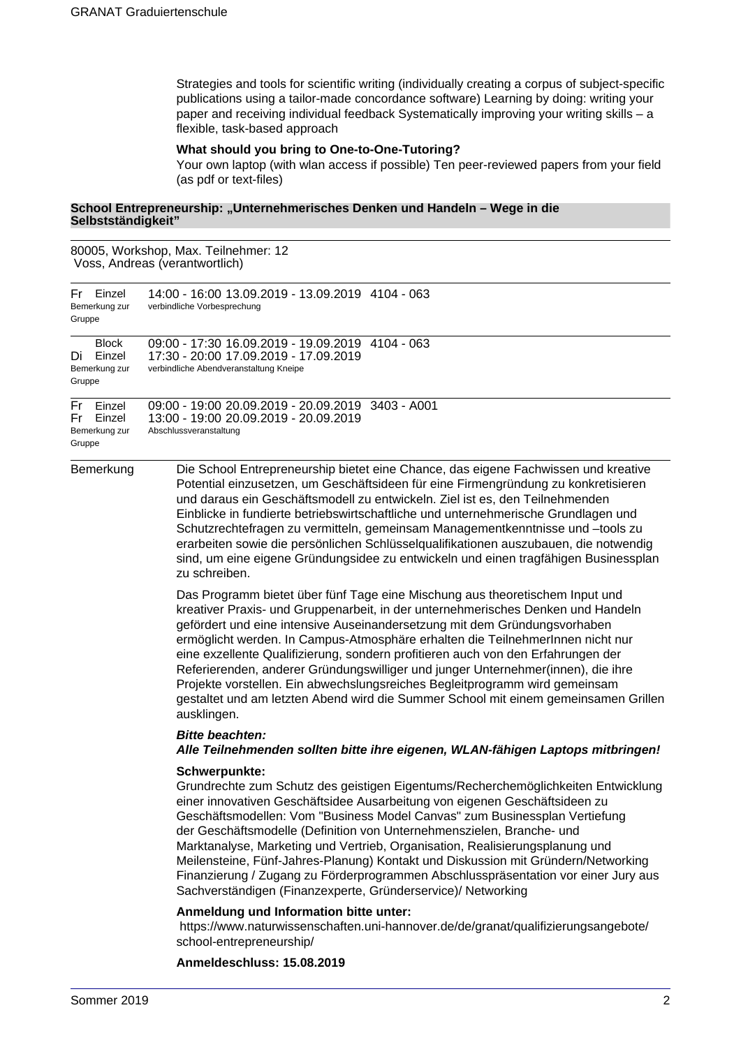Strategies and tools for scientific writing (individually creating a corpus of subject-specific publications using a tailor-made concordance software) Learning by doing: writing your paper and receiving individual feedback Systematically improving your writing skills – a flexible, task-based approach

**What should you bring to One-to-One-Tutoring?**

Your own laptop (with wlan access if possible) Ten peer-reviewed papers from your field (as pdf or text-files)

## School Entrepreneurship: „Unternehmerisches Denken und Handeln – Wege in die Selbstständigkeit"

80005, Workshop, Max. Teilnehmer: 12
Voss, Andreas (verantwortlich)

| | | |
|---|---|---|
| Fr Einzel | 14:00 - 16:00 13.09.2019 - 13.09.2019 | 4104 - 063 |
| Bemerkung zur Gruppe | verbindliche Vorbesprechung | |
| Block | 09:00 - 17:30 16.09.2019 - 19.09.2019 | 4104 - 063 |
| Di Einzel | 17:30 - 20:00 17.09.2019 - 17.09.2019 | |
| Bemerkung zur Gruppe | verbindliche Abendveranstaltung Kneipe | |
| Fr Einzel | 09:00 - 19:00 20.09.2019 - 20.09.2019 | 3403 - A001 |
| Fr Einzel | 13:00 - 19:00 20.09.2019 - 20.09.2019 | |
| Bemerkung zur Gruppe | Abschlussveranstaltung | |

**Bemerkung**

Die School Entrepreneurship bietet eine Chance, das eigene Fachwissen und kreative Potential einzusetzen, um Geschäftsideen für eine Firmengründung zu konkretisieren und daraus ein Geschäftsmodell zu entwickeln. Ziel ist es, den Teilnehmenden Einblicke in fundierte betriebswirtschaftliche und unternehmerische Grundlagen und Schutzrechtefragen zu vermitteln, gemeinsam Managementkenntnisse und –tools zu erarbeiten sowie die persönlichen Schlüsselqualifikationen auszubauen, die notwendig sind, um eine eigene Gründungsidee zu entwickeln und einen tragfähigen Businessplan zu schreiben.

Das Programm bietet über fünf Tage eine Mischung aus theoretischem Input und kreativer Praxis- und Gruppenarbeit, in der unternehmerisches Denken und Handeln gefördert und eine intensive Auseinandersetzung mit dem Gründungsvorhaben ermöglicht werden. In Campus-Atmosphäre erhalten die TeilnehmerInnen nicht nur eine exzellente Qualifizierung, sondern profitieren auch von den Erfahrungen der Referierenden, anderer Gründungswilliger und junger Unternehmer(innen), die ihre Projekte vorstellen. Ein abwechslungsreiches Begleitprogramm wird gemeinsam gestaltet und am letzten Abend wird die Summer School mit einem gemeinsamen Grillen ausklingen.

***Bitte beachten:***
***Alle Teilnehmenden sollten bitte ihre eigenen, WLAN-fähigen Laptops mitbringen!***

**Schwerpunkte:**

Grundrechte zum Schutz des geistigen Eigentums/Recherchemöglichkeiten Entwicklung einer innovativen Geschäftsidee Ausarbeitung von eigenen Geschäftsideen zu Geschäftsmodellen: Vom "Business Model Canvas" zum Businessplan Vertiefung der Geschäftsmodelle (Definition von Unternehmenszielen, Branche- und Marktanalyse, Marketing und Vertrieb, Organisation, Realisierungsplanung und Meilensteine, Fünf-Jahres-Planung) Kontakt und Diskussion mit Gründern/Networking Finanzierung / Zugang zu Förderprogrammen Abschlusspräsentation vor einer Jury aus Sachverständigen (Finanzexperte, Gründerservice)/ Networking

**Anmeldung und Information bitte unter:**

https://www.naturwissenschaften.uni-hannover.de/de/granat/qualifizierungsangebote/school-entrepreneurship/

**Anmeldeschluss: 15.08.2019**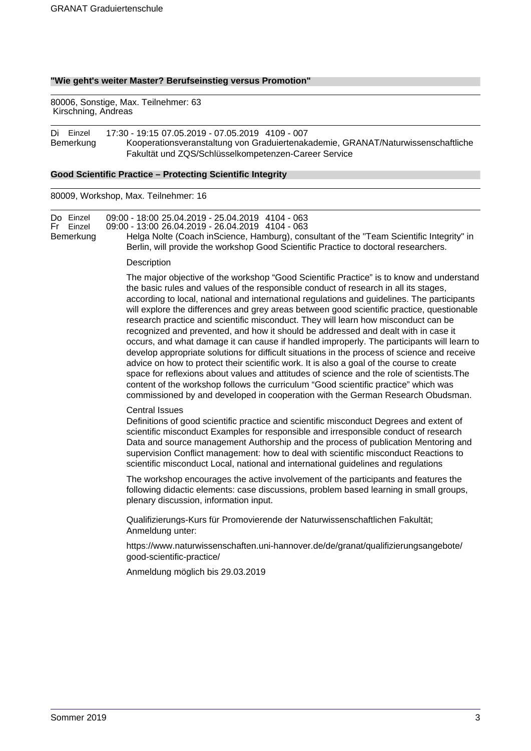### "Wie geht's weiter Master? Berufseinstieg versus Promotion"

80006, Sonstige, Max. Teilnehmer: 63
Kirschning, Andreas

Di Einzel 17:30 - 19:15 07.05.2019 - 07.05.2019 4109 - 007

Bemerkung Kooperationsveranstaltung von Graduiertenakademie, GRANAT/Naturwissenschaftliche Fakultät und ZQS/Schlüsselkompetenzen-Career Service

### Good Scientific Practice – Protecting Scientific Integrity

80009, Workshop, Max. Teilnehmer: 16

Do Einzel 09:00 - 18:00 25.04.2019 - 25.04.2019 4104 - 063
Fr Einzel 09:00 - 13:00 26.04.2019 - 26.04.2019 4104 - 063

Bemerkung Helga Nolte (Coach inScience, Hamburg), consultant of the "Team Scientific Integrity" in Berlin, will provide the workshop Good Scientific Practice to doctoral researchers.

Description

The major objective of the workshop "Good Scientific Practice" is to know and understand the basic rules and values of the responsible conduct of research in all its stages, according to local, national and international regulations and guidelines. The participants will explore the differences and grey areas between good scientific practice, questionable research practice and scientific misconduct. They will learn how misconduct can be recognized and prevented, and how it should be addressed and dealt with in case it occurs, and what damage it can cause if handled improperly. The participants will learn to develop appropriate solutions for difficult situations in the process of science and receive advice on how to protect their scientific work. It is also a goal of the course to create space for reflexions about values and attitudes of science and the role of scientists.The content of the workshop follows the curriculum "Good scientific practice" which was commissioned by and developed in cooperation with the German Research Obudsman.

Central Issues
Definitions of good scientific practice and scientific misconduct Degrees and extent of scientific misconduct Examples for responsible and irresponsible conduct of research Data and source management Authorship and the process of publication Mentoring and supervision Conflict management: how to deal with scientific misconduct Reactions to scientific misconduct Local, national and international guidelines and regulations

The workshop encourages the active involvement of the participants and features the following didactic elements: case discussions, problem based learning in small groups, plenary discussion, information input.

Qualifizierungs-Kurs für Promovierende der Naturwissenschaftlichen Fakultät;
Anmeldung unter:

https://www.naturwissenschaften.uni-hannover.de/de/granat/qualifizierungsangebote/good-scientific-practice/

Anmeldung möglich bis 29.03.2019